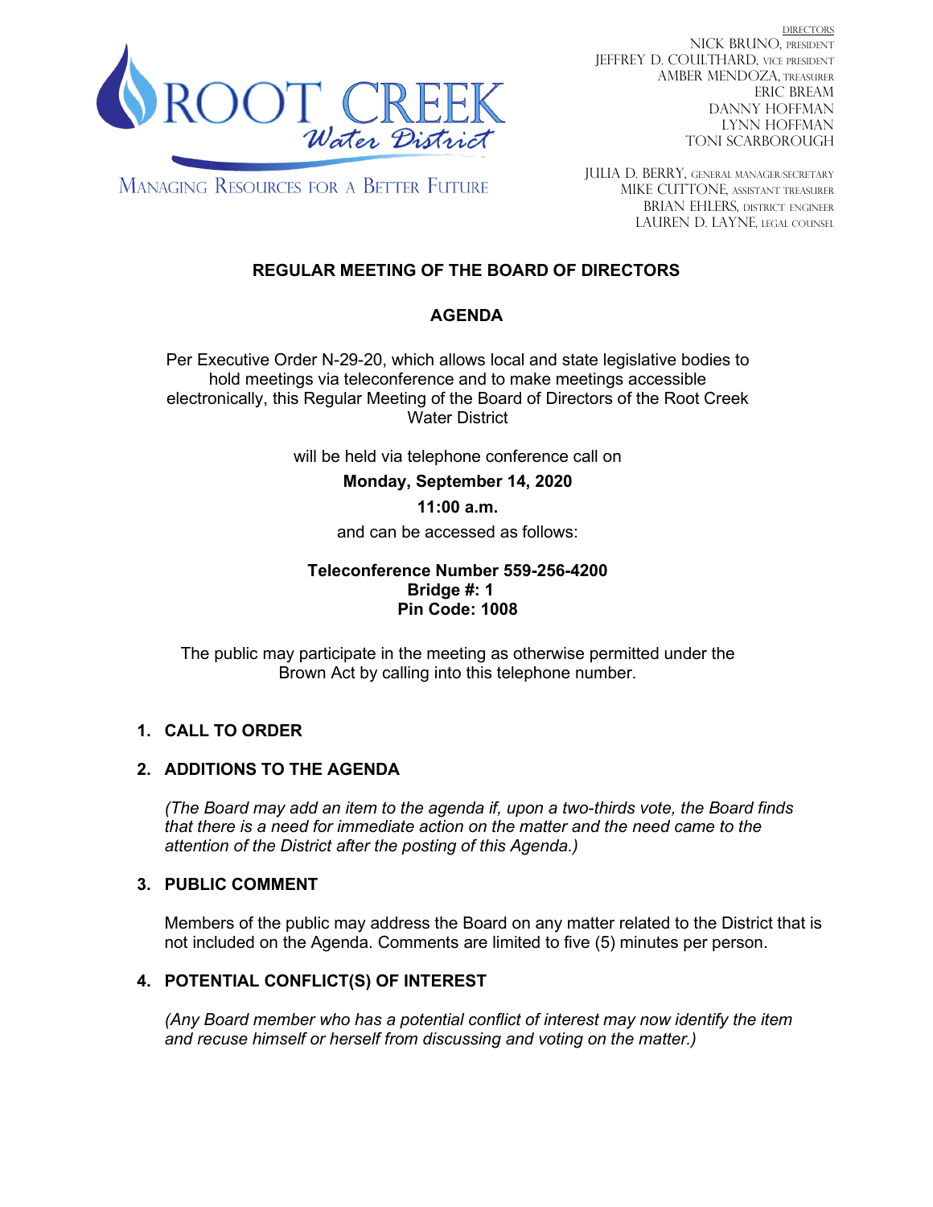ROOT CREEK Water District

MANAGING RESOURCES FOR A BETTER FUTURE

DIRECTORS
NICK BRUNO, PRESIDENT
JEFFREY D. COULTHARD, VICE PRESIDENT
AMBER MENDOZA, TREASURER
ERIC BREAM
DANNY HOFFMAN
LYNN HOFFMAN
TONI SCARBOROUGH

JULIA D. BERRY, GENERAL MANAGER/SECRETARY
MIKE CUTTONE, ASSISTANT TREASURER
BRIAN EHLERS, DISTRICT ENGINEER
LAUREN D. LAYNE, LEGAL COUNSEL

# REGULAR MEETING OF THE BOARD OF DIRECTORS

## AGENDA

Per Executive Order N-29-20, which allows local and state legislative bodies to hold meetings via teleconference and to make meetings accessible electronically, this Regular Meeting of the Board of Directors of the Root Creek Water District

will be held via telephone conference call on

**Monday, September 14, 2020**

**11:00 a.m.**

and can be accessed as follows:

**Teleconference Number 559-256-4200**
**Bridge #: 1**
**Pin Code: 1008**

The public may participate in the meeting as otherwise permitted under the Brown Act by calling into this telephone number.

1. **CALL TO ORDER**

2. **ADDITIONS TO THE AGENDA**

   *(The Board may add an item to the agenda if, upon a two-thirds vote, the Board finds that there is a need for immediate action on the matter and the need came to the attention of the District after the posting of this Agenda.)*

3. **PUBLIC COMMENT**

   Members of the public may address the Board on any matter related to the District that is not included on the Agenda. Comments are limited to five (5) minutes per person.

4. **POTENTIAL CONFLICT(S) OF INTEREST**

   *(Any Board member who has a potential conflict of interest may now identify the item and recuse himself or herself from discussing and voting on the matter.)*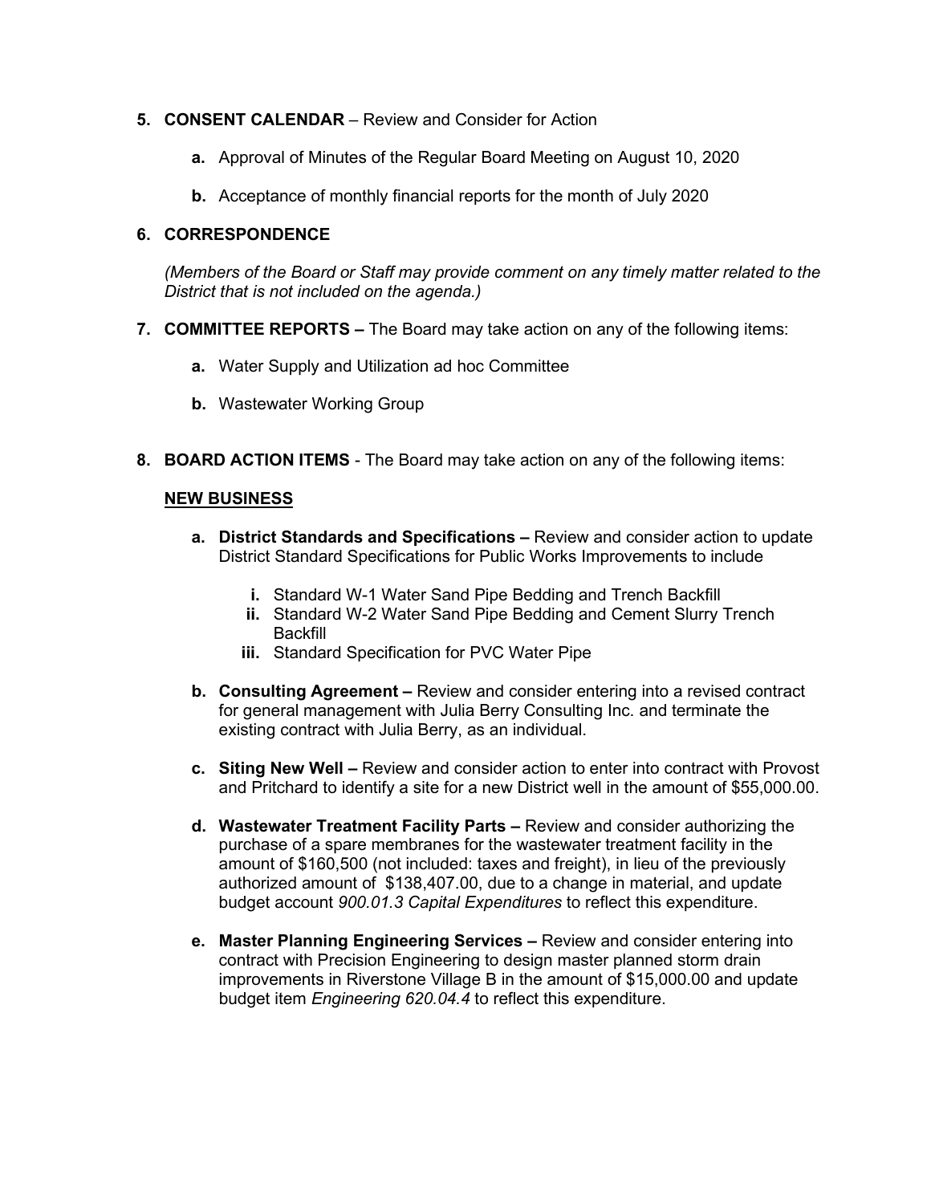**5. CONSENT CALENDAR** – Review and Consider for Action

   **a.** Approval of Minutes of the Regular Board Meeting on August 10, 2020

   **b.** Acceptance of monthly financial reports for the month of July 2020

**6. CORRESPONDENCE**

   *(Members of the Board or Staff may provide comment on any timely matter related to the District that is not included on the agenda.)*

**7. COMMITTEE REPORTS –** The Board may take action on any of the following items:

   **a.** Water Supply and Utilization ad hoc Committee

   **b.** Wastewater Working Group

**8. BOARD ACTION ITEMS** - The Board may take action on any of the following items:

   **<u>NEW BUSINESS</u>**

   **a. District Standards and Specifications –** Review and consider action to update District Standard Specifications for Public Works Improvements to include

      **i.** Standard W-1 Water Sand Pipe Bedding and Trench Backfill
      **ii.** Standard W-2 Water Sand Pipe Bedding and Cement Slurry Trench Backfill
      **iii.** Standard Specification for PVC Water Pipe

   **b. Consulting Agreement –** Review and consider entering into a revised contract for general management with Julia Berry Consulting Inc. and terminate the existing contract with Julia Berry, as an individual.

   **c. Siting New Well –** Review and consider action to enter into contract with Provost and Pritchard to identify a site for a new District well in the amount of $55,000.00.

   **d. Wastewater Treatment Facility Parts –** Review and consider authorizing the purchase of a spare membranes for the wastewater treatment facility in the amount of $160,500 (not included: taxes and freight), in lieu of the previously authorized amount of $138,407.00, due to a change in material, and update budget account *900.01.3 Capital Expenditures* to reflect this expenditure.

   **e. Master Planning Engineering Services –** Review and consider entering into contract with Precision Engineering to design master planned storm drain improvements in Riverstone Village B in the amount of $15,000.00 and update budget item *Engineering 620.04.4* to reflect this expenditure.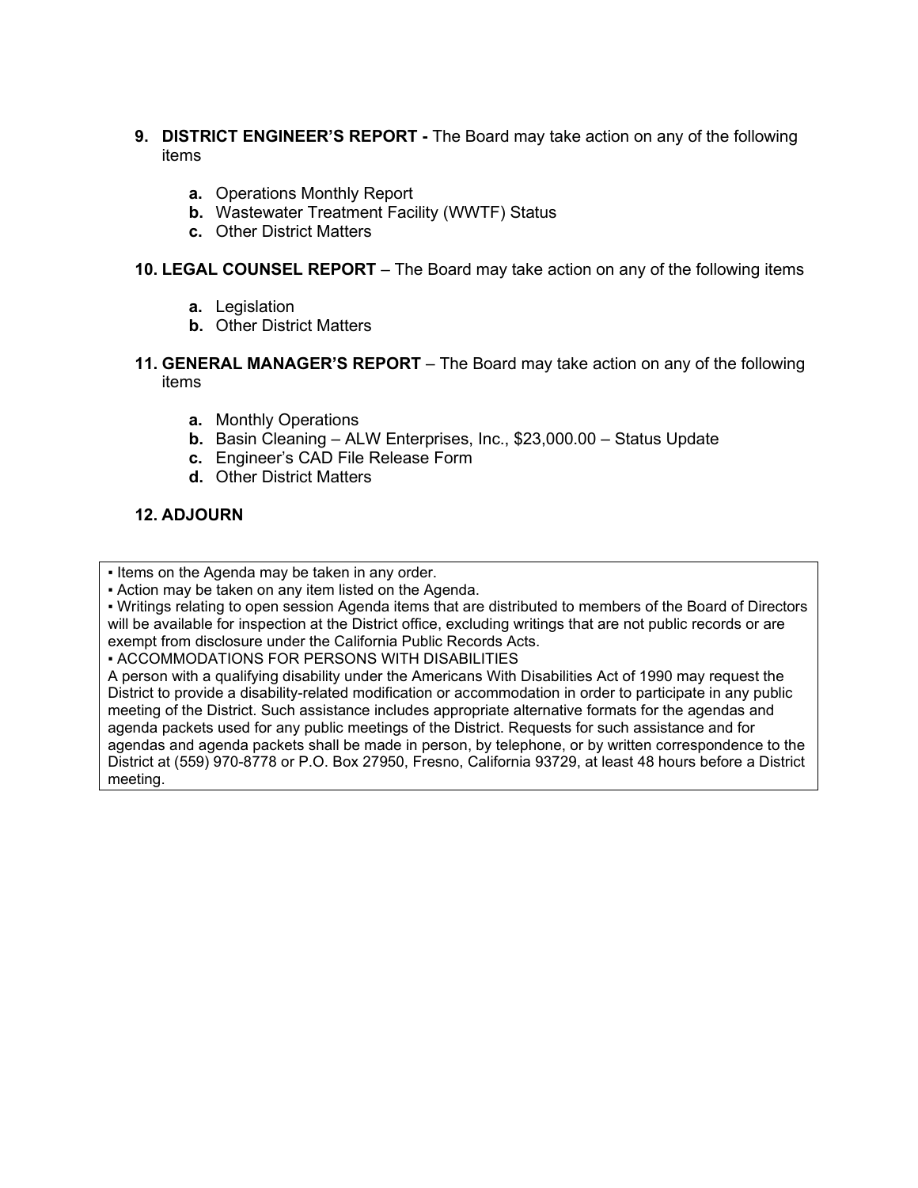9. **DISTRICT ENGINEER'S REPORT -** The Board may take action on any of the following items

   a. Operations Monthly Report
   b. Wastewater Treatment Facility (WWTF) Status
   c. Other District Matters

10. **LEGAL COUNSEL REPORT** – The Board may take action on any of the following items

   a. Legislation
   b. Other District Matters

11. **GENERAL MANAGER'S REPORT** – The Board may take action on any of the following items

   a. Monthly Operations
   b. Basin Cleaning – ALW Enterprises, Inc., $23,000.00 – Status Update
   c. Engineer's CAD File Release Form
   d. Other District Matters

12. **ADJOURN**

▪ Items on the Agenda may be taken in any order.
▪ Action may be taken on any item listed on the Agenda.
▪ Writings relating to open session Agenda items that are distributed to members of the Board of Directors will be available for inspection at the District office, excluding writings that are not public records or are exempt from disclosure under the California Public Records Acts.
▪ ACCOMMODATIONS FOR PERSONS WITH DISABILITIES
A person with a qualifying disability under the Americans With Disabilities Act of 1990 may request the District to provide a disability-related modification or accommodation in order to participate in any public meeting of the District. Such assistance includes appropriate alternative formats for the agendas and agenda packets used for any public meetings of the District. Requests for such assistance and for agendas and agenda packets shall be made in person, by telephone, or by written correspondence to the District at (559) 970-8778 or P.O. Box 27950, Fresno, California 93729, at least 48 hours before a District meeting.